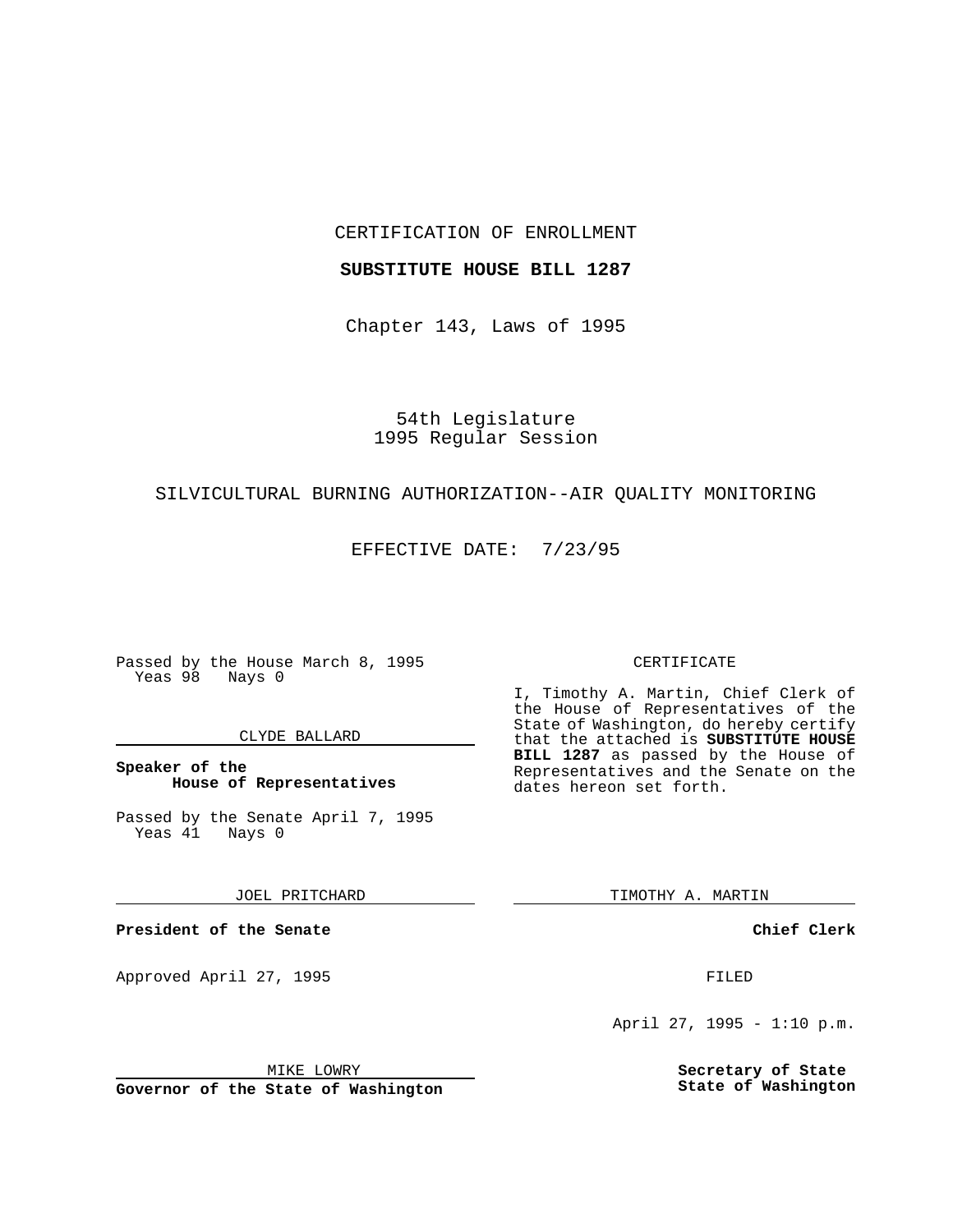CERTIFICATION OF ENROLLMENT

**SUBSTITUTE HOUSE BILL 1287**

Chapter 143, Laws of 1995

54th Legislature
1995 Regular Session

SILVICULTURAL BURNING AUTHORIZATION--AIR QUALITY MONITORING

EFFECTIVE DATE: 7/23/95

Passed by the House March 8, 1995
Yeas 98 Nays 0

CLYDE BALLARD

**Speaker of the House of Representatives**

Passed by the Senate April 7, 1995
Yeas 41 Nays 0

JOEL PRITCHARD

**President of the Senate**

Approved April 27, 1995

MIKE LOWRY

**Governor of the State of Washington**

CERTIFICATE

I, Timothy A. Martin, Chief Clerk of the House of Representatives of the State of Washington, do hereby certify that the attached is **SUBSTITUTE HOUSE BILL 1287** as passed by the House of Representatives and the Senate on the dates hereon set forth.

TIMOTHY A. MARTIN

**Chief Clerk**

FILED

April 27, 1995 - 1:10 p.m.

**Secretary of State**
**State of Washington**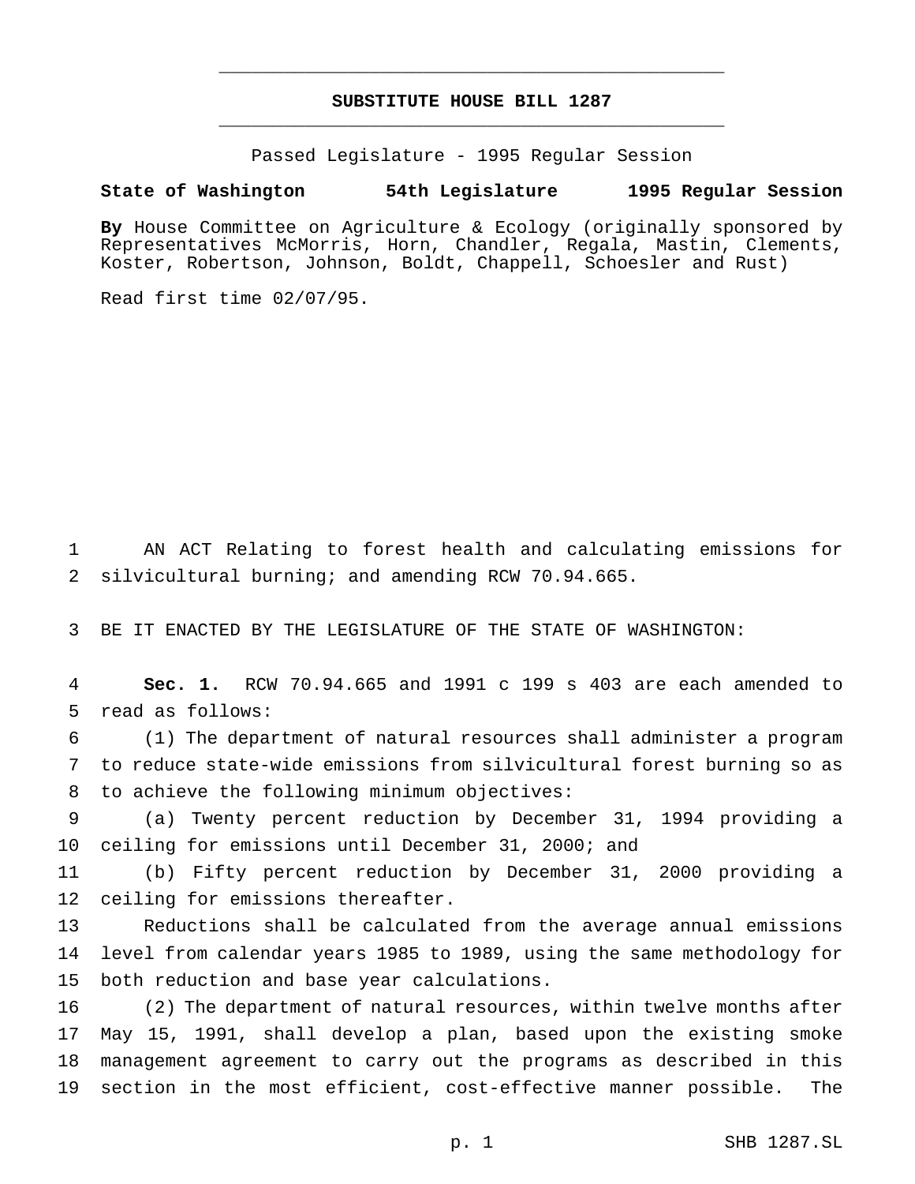# SUBSTITUTE HOUSE BILL 1287

Passed Legislature - 1995 Regular Session

**State of Washington 54th Legislature 1995 Regular Session**

**By** House Committee on Agriculture & Ecology (originally sponsored by Representatives McMorris, Horn, Chandler, Regala, Mastin, Clements, Koster, Robertson, Johnson, Boldt, Chappell, Schoesler and Rust)

Read first time 02/07/95.

AN ACT Relating to forest health and calculating emissions for silvicultural burning; and amending RCW 70.94.665.

BE IT ENACTED BY THE LEGISLATURE OF THE STATE OF WASHINGTON:

**Sec. 1.** RCW 70.94.665 and 1991 c 199 s 403 are each amended to read as follows:

(1) The department of natural resources shall administer a program to reduce state-wide emissions from silvicultural forest burning so as to achieve the following minimum objectives:

(a) Twenty percent reduction by December 31, 1994 providing a ceiling for emissions until December 31, 2000; and

(b) Fifty percent reduction by December 31, 2000 providing a ceiling for emissions thereafter.

Reductions shall be calculated from the average annual emissions level from calendar years 1985 to 1989, using the same methodology for both reduction and base year calculations.

(2) The department of natural resources, within twelve months after May 15, 1991, shall develop a plan, based upon the existing smoke management agreement to carry out the programs as described in this section in the most efficient, cost-effective manner possible. The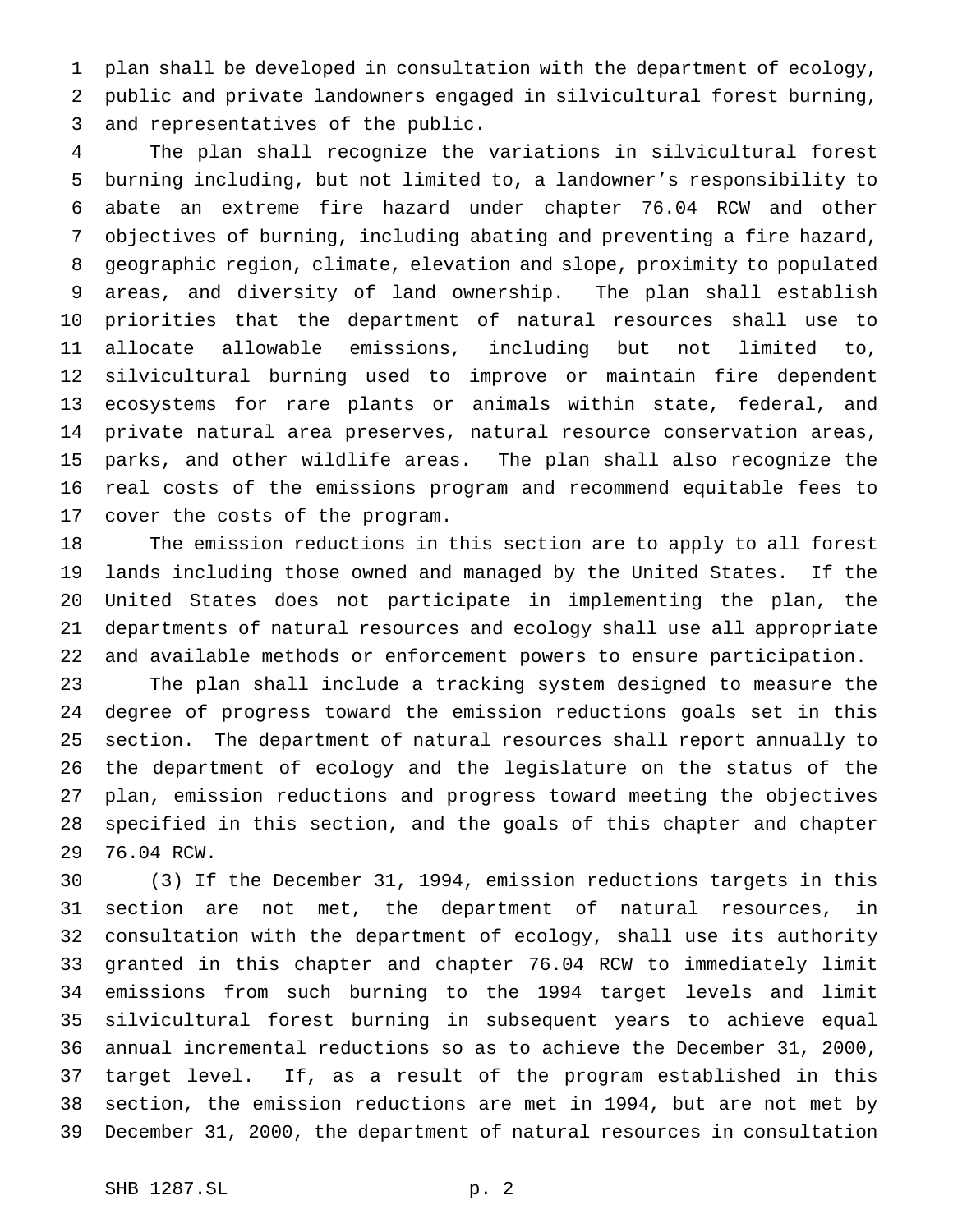plan shall be developed in consultation with the department of ecology, public and private landowners engaged in silvicultural forest burning, and representatives of the public.

The plan shall recognize the variations in silvicultural forest burning including, but not limited to, a landowner's responsibility to abate an extreme fire hazard under chapter 76.04 RCW and other objectives of burning, including abating and preventing a fire hazard, geographic region, climate, elevation and slope, proximity to populated areas, and diversity of land ownership. The plan shall establish priorities that the department of natural resources shall use to allocate allowable emissions, including but not limited to, silvicultural burning used to improve or maintain fire dependent ecosystems for rare plants or animals within state, federal, and private natural area preserves, natural resource conservation areas, parks, and other wildlife areas. The plan shall also recognize the real costs of the emissions program and recommend equitable fees to cover the costs of the program.

The emission reductions in this section are to apply to all forest lands including those owned and managed by the United States. If the United States does not participate in implementing the plan, the departments of natural resources and ecology shall use all appropriate and available methods or enforcement powers to ensure participation.

The plan shall include a tracking system designed to measure the degree of progress toward the emission reductions goals set in this section. The department of natural resources shall report annually to the department of ecology and the legislature on the status of the plan, emission reductions and progress toward meeting the objectives specified in this section, and the goals of this chapter and chapter 76.04 RCW.

(3) If the December 31, 1994, emission reductions targets in this section are not met, the department of natural resources, in consultation with the department of ecology, shall use its authority granted in this chapter and chapter 76.04 RCW to immediately limit emissions from such burning to the 1994 target levels and limit silvicultural forest burning in subsequent years to achieve equal annual incremental reductions so as to achieve the December 31, 2000, target level. If, as a result of the program established in this section, the emission reductions are met in 1994, but are not met by December 31, 2000, the department of natural resources in consultation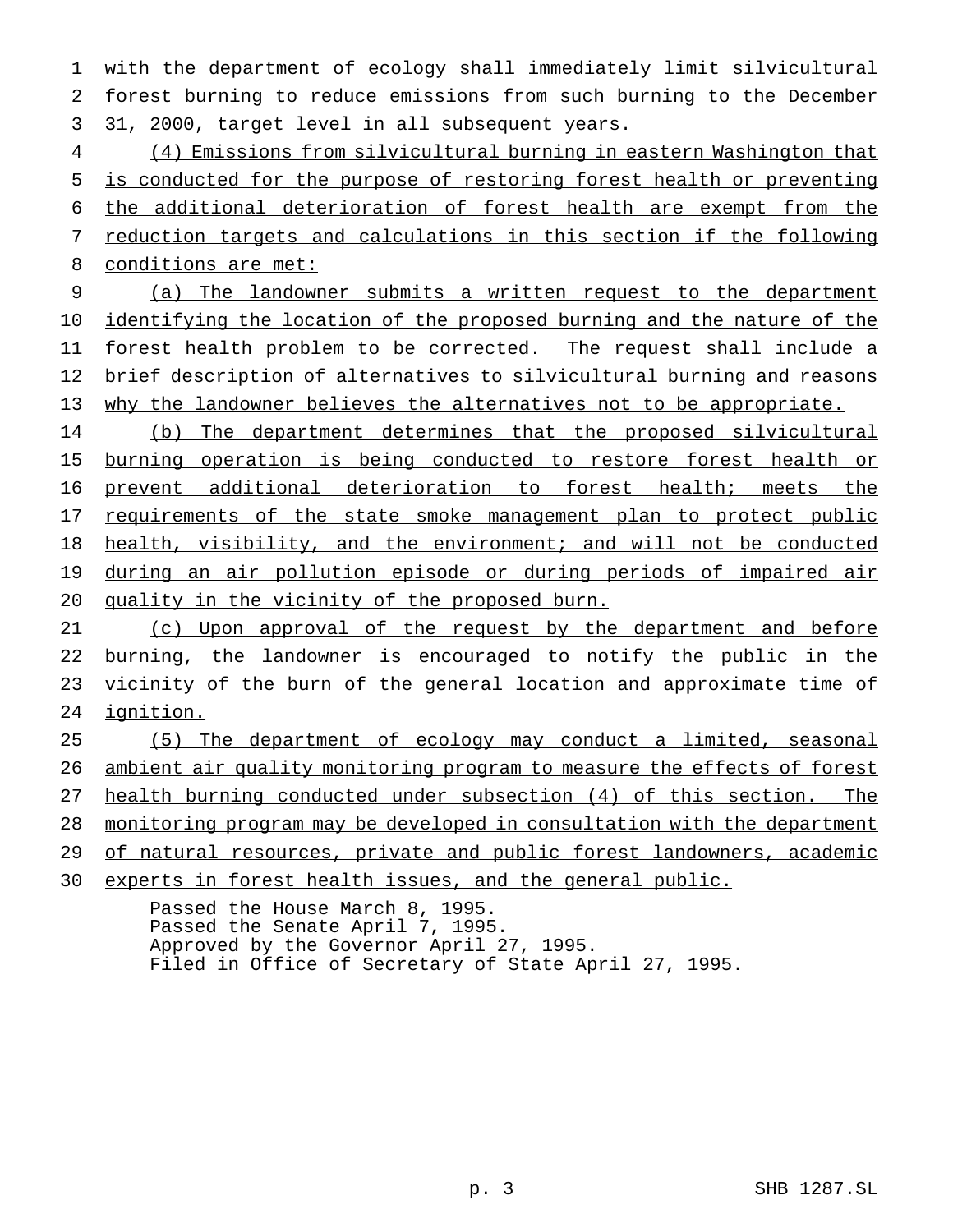with the department of ecology shall immediately limit silvicultural forest burning to reduce emissions from such burning to the December 31, 2000, target level in all subsequent years.

<u>(4) Emissions from silvicultural burning in eastern Washington that is conducted for the purpose of restoring forest health or preventing the additional deterioration of forest health are exempt from the reduction targets and calculations in this section if the following conditions are met:</u>

<u>(a) The landowner submits a written request to the department identifying the location of the proposed burning and the nature of the forest health problem to be corrected. The request shall include a brief description of alternatives to silvicultural burning and reasons why the landowner believes the alternatives not to be appropriate.</u>

<u>(b) The department determines that the proposed silvicultural burning operation is being conducted to restore forest health or prevent additional deterioration to forest health; meets the requirements of the state smoke management plan to protect public health, visibility, and the environment; and will not be conducted during an air pollution episode or during periods of impaired air quality in the vicinity of the proposed burn.</u>

<u>(c) Upon approval of the request by the department and before burning, the landowner is encouraged to notify the public in the vicinity of the burn of the general location and approximate time of ignition.</u>

<u>(5) The department of ecology may conduct a limited, seasonal ambient air quality monitoring program to measure the effects of forest health burning conducted under subsection (4) of this section. The monitoring program may be developed in consultation with the department of natural resources, private and public forest landowners, academic experts in forest health issues, and the general public.</u>

Passed the House March 8, 1995.
Passed the Senate April 7, 1995.
Approved by the Governor April 27, 1995.
Filed in Office of Secretary of State April 27, 1995.